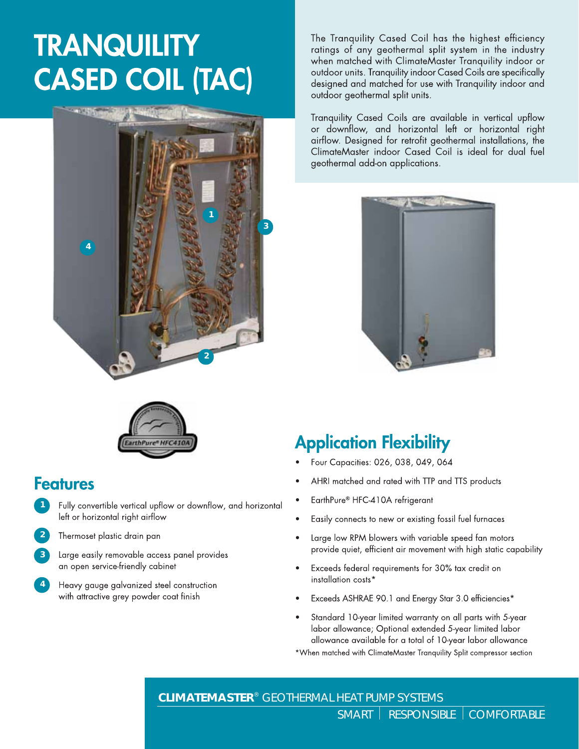# TRANQUILITY CASED COIL (TAC)

The Tranquility Cased Coil has the highest efficiency ratings of any geothermal split system in the industry when matched with ClimateMaster Tranquility indoor or outdoor units. Tranquility indoor Cased Coils are specifically designed and matched for use with Tranquility indoor and outdoor geothermal split units.

Tranquility Cased Coils are available in vertical upflow or downflow, and horizontal left or horizontal right airflow. Designed for retrofit geothermal installations, the ClimateMaster indoor Cased Coil is ideal for dual fuel geothermal add-on applications.

## Features

1. Fully convertible vertical upflow or downflow, and horizontal left or horizontal right airflow
2. Thermoset plastic drain pan
3. Large easily removable access panel provides an open service-friendly cabinet
4. Heavy gauge galvanized steel construction with attractive grey powder coat finish

## Application Flexibility

- Four Capacities: 026, 038, 049, 064
- AHRI matched and rated with TTP and TTS products
- EarthPure® HFC-410A refrigerant
- Easily connects to new or existing fossil fuel furnaces
- Large low RPM blowers with variable speed fan motors provide quiet, efficient air movement with high static capability
- Exceeds federal requirements for 30% tax credit on installation costs*
- Exceeds ASHRAE 90.1 and Energy Star 3.0 efficiencies*
- Standard 10-year limited warranty on all parts with 5-year labor allowance; Optional extended 5-year limited labor allowance available for a total of 10-year labor allowance

*When matched with ClimateMaster Tranquility Split compressor section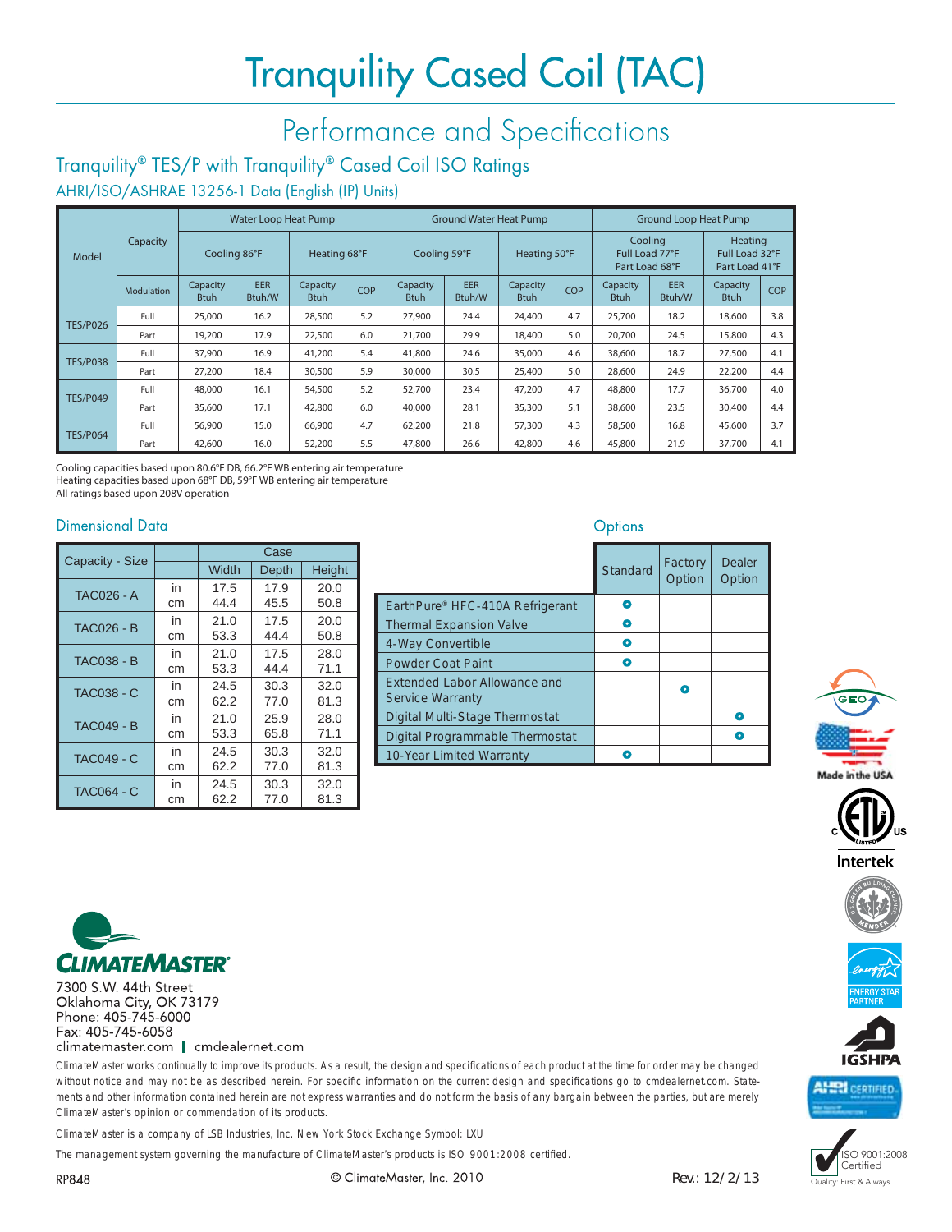# Tranquility Cased Coil (TAC)

## Performance and Specifications

### Tranquility® TES/P with Tranquility® Cased Coil ISO Ratings

AHRI/ISO/ASHRAE 13256-1 Data (English (IP) Units)

| Model | Capacity | Water Loop Heat Pump | | | | Ground Water Heat Pump | | | | Ground Loop Heat Pump | | | |
|---|---|---|---|---|---|---|---|---|---|---|---|---|---|
| | | Cooling 86°F | | Heating 68°F | | Cooling 59°F | | Heating 50°F | | Cooling Full Load 77°F Part Load 68°F | | Heating Full Load 32°F Part Load 41°F | |
| | Modulation | Capacity Btuh | EER Btuh/W | Capacity Btuh | COP | Capacity Btuh | EER Btuh/W | Capacity Btuh | COP | Capacity Btuh | EER Btuh/W | Capacity Btuh | COP |
| TES/P026 | Full | 25,000 | 16.2 | 28,500 | 5.2 | 27,900 | 24.4 | 24,400 | 4.7 | 25,700 | 18.2 | 18,600 | 3.8 |
| | Part | 19,200 | 17.9 | 22,500 | 6.0 | 21,700 | 29.9 | 18,400 | 5.0 | 20,700 | 24.5 | 15,800 | 4.3 |
| TES/P038 | Full | 37,900 | 16.9 | 41,200 | 5.4 | 41,800 | 24.6 | 35,000 | 4.6 | 38,600 | 18.7 | 27,500 | 4.1 |
| | Part | 27,200 | 18.4 | 30,500 | 5.9 | 30,000 | 30.5 | 25,400 | 5.0 | 28,600 | 24.9 | 22,200 | 4.4 |
| TES/P049 | Full | 48,000 | 16.1 | 54,500 | 5.2 | 52,700 | 23.4 | 47,200 | 4.7 | 48,800 | 17.7 | 36,700 | 4.0 |
| | Part | 35,600 | 17.1 | 42,800 | 6.0 | 40,000 | 28.1 | 35,300 | 5.1 | 38,600 | 23.5 | 30,400 | 4.4 |
| TES/P064 | Full | 56,900 | 15.0 | 66,900 | 4.7 | 62,200 | 21.8 | 57,300 | 4.3 | 58,500 | 16.8 | 45,600 | 3.7 |
| | Part | 42,600 | 16.0 | 52,200 | 5.5 | 47,800 | 26.6 | 42,800 | 4.6 | 45,800 | 21.9 | 37,700 | 4.1 |

Cooling capacities based upon 80.6°F DB, 66.2°F WB entering air temperature
Heating capacities based upon 68°F DB, 59°F WB entering air temperature
All ratings based upon 208V operation

### Dimensional Data

| Capacity - Size | | Case | | |
|---|---|---|---|---|
| | | Width | Depth | Height |
| TAC026 - A | in | 17.5 | 17.9 | 20.0 |
| | cm | 44.4 | 45.5 | 50.8 |
| TAC026 - B | in | 21.0 | 17.5 | 20.0 |
| | cm | 53.3 | 44.4 | 50.8 |
| TAC038 - B | in | 21.0 | 17.5 | 28.0 |
| | cm | 53.3 | 44.4 | 71.1 |
| TAC038 - C | in | 24.5 | 30.3 | 32.0 |
| | cm | 62.2 | 77.0 | 81.3 |
| TAC049 - B | in | 21.0 | 25.9 | 28.0 |
| | cm | 53.3 | 65.8 | 71.1 |
| TAC049 - C | in | 24.5 | 30.3 | 32.0 |
| | cm | 62.2 | 77.0 | 81.3 |
| TAC064 - C | in | 24.5 | 30.3 | 32.0 |
| | cm | 62.2 | 77.0 | 81.3 |

### Options

| | Standard | Factory Option | Dealer Option |
|---|---|---|---|
| EarthPure® HFC-410A Refrigerant | • | | |
| Thermal Expansion Valve | • | | |
| 4-Way Convertible | • | | |
| Powder Coat Paint | • | | |
| Extended Labor Allowance and Service Warranty | | • | |
| Digital Multi-Stage Thermostat | | | • |
| Digital Programmable Thermostat | | | • |
| 10-Year Limited Warranty | • | | |

GEO

Made in the USA

Intertek

ENERGY STAR PARTNER

IGSHPA

AHRI CERTIFIED

ISO 9001:2008 Certified
Quality: First & Always

CLIMATEMASTER®

7300 S.W. 44th Street
Oklahoma City, OK 73179
Phone: 405-745-6000
Fax: 405-745-6058
climatemaster.com | cmdealernet.com

ClimateMaster works continually to improve its products. As a result, the design and specifications of each product at the time for order may be changed without notice and may not be as described herein. For specific information on the current design and specifications go to cmdealernet.com. Statements and other information contained herein are not express warranties and do not form the basis of any bargain between the parties, but are merely ClimateMaster's opinion or commendation of its products.

ClimateMaster is a company of LSB Industries, Inc. New York Stock Exchange Symbol: LXU

The management system governing the manufacture of ClimateMaster's products is ISO 9001:2008 certified.

RP848 © ClimateMaster, Inc. 2010 Rev.: 12/2/13